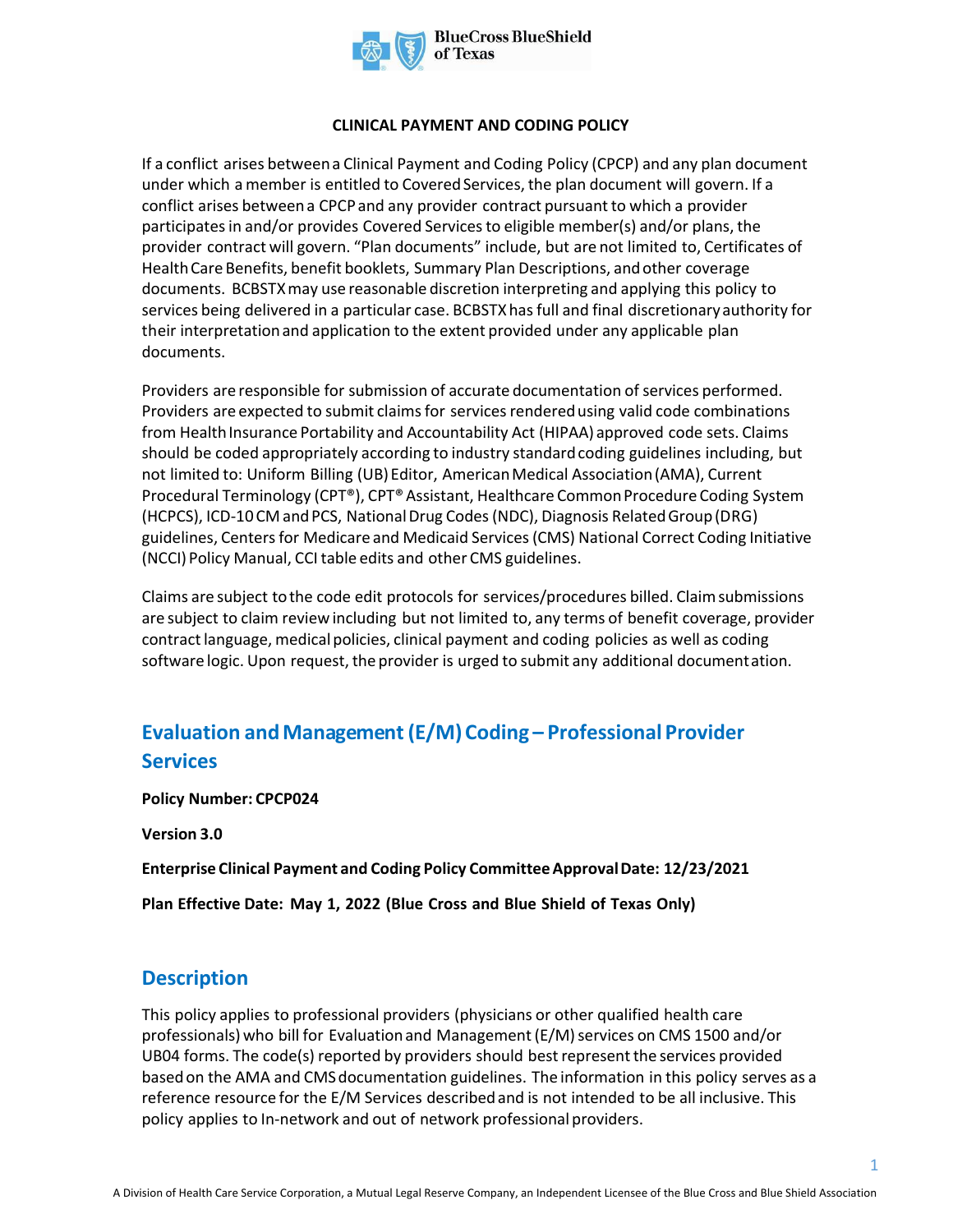**CLINICAL PAYMENT AND CODING POLICY**

If a conflict arises between a Clinical Payment and Coding Policy (CPCP) and any plan document under which a member is entitled to Covered Services, the plan document will govern. If a conflict arises between a CPCP and any provider contract pursuant to which a provider participates in and/or provides Covered Services to eligible member(s) and/or plans, the provider contract will govern. "Plan documents" include, but are not limited to, Certificates of Health Care Benefits, benefit booklets, Summary Plan Descriptions, and other coverage documents. BCBSTX may use reasonable discretion interpreting and applying this policy to services being delivered in a particular case. BCBSTX has full and final discretionary authority for their interpretation and application to the extent provided under any applicable plan documents.

Providers are responsible for submission of accurate documentation of services performed. Providers are expected to submit claims for services rendered using valid code combinations from Health Insurance Portability and Accountability Act (HIPAA) approved code sets. Claims should be coded appropriately according to industry standard coding guidelines including, but not limited to: Uniform Billing (UB) Editor, American Medical Association (AMA), Current Procedural Terminology (CPT®), CPT® Assistant, Healthcare Common Procedure Coding System (HCPCS), ICD-10 CM and PCS, National Drug Codes (NDC), Diagnosis Related Group (DRG) guidelines, Centers for Medicare and Medicaid Services (CMS) National Correct Coding Initiative (NCCI) Policy Manual, CCI table edits and other CMS guidelines.

Claims are subject to the code edit protocols for services/procedures billed. Claim submissions are subject to claim review including but not limited to, any terms of benefit coverage, provider contract language, medical policies, clinical payment and coding policies as well as coding software logic. Upon request, the provider is urged to submit any additional documentation.

# Evaluation and Management (E/M) Coding – Professional Provider Services

**Policy Number: CPCP024**

**Version 3.0**

**Enterprise Clinical Payment and Coding Policy Committee Approval Date: 12/23/2021**

**Plan Effective Date: May 1, 2022 (Blue Cross and Blue Shield of Texas Only)**

## Description

This policy applies to professional providers (physicians or other qualified health care professionals) who bill for Evaluation and Management (E/M) services on CMS 1500 and/or UB04 forms. The code(s) reported by providers should best represent the services provided based on the AMA and CMS documentation guidelines. The information in this policy serves as a reference resource for the E/M Services described and is not intended to be all inclusive. This policy applies to In-network and out of network professional providers.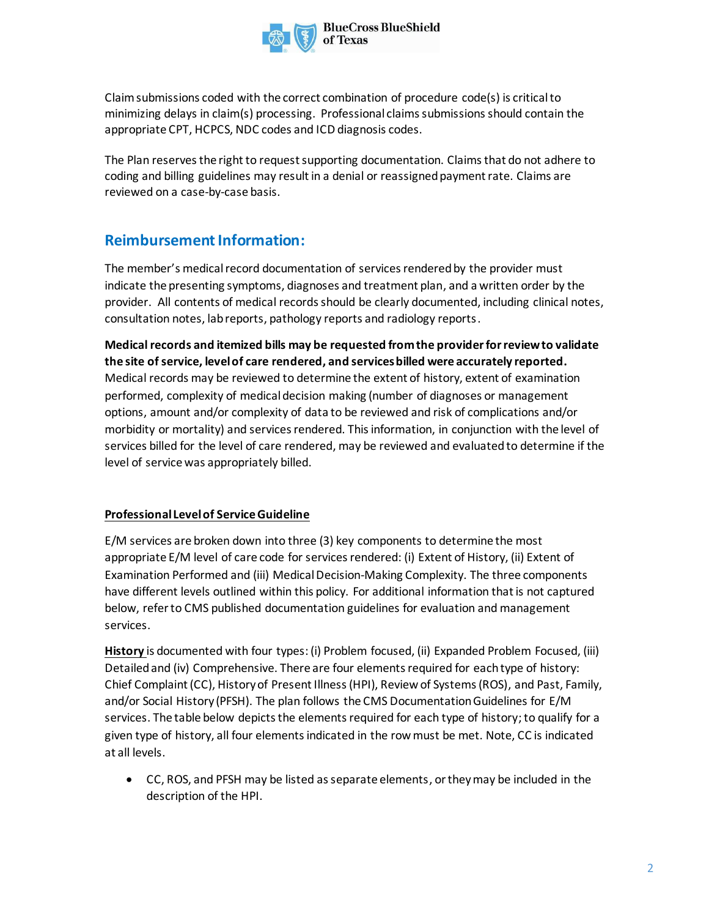Claim submissions coded with the correct combination of procedure code(s) is critical to minimizing delays in claim(s) processing. Professional claims submissions should contain the appropriate CPT, HCPCS, NDC codes and ICD diagnosis codes.

The Plan reserves the right to request supporting documentation. Claims that do not adhere to coding and billing guidelines may result in a denial or reassigned payment rate. Claims are reviewed on a case-by-case basis.

## Reimbursement Information:

The member's medical record documentation of services rendered by the provider must indicate the presenting symptoms, diagnoses and treatment plan, and a written order by the provider. All contents of medical records should be clearly documented, including clinical notes, consultation notes, lab reports, pathology reports and radiology reports.

**Medical records and itemized bills may be requested from the provider for review to validate the site of service, level of care rendered, and services billed were accurately reported.** Medical records may be reviewed to determine the extent of history, extent of examination performed, complexity of medical decision making (number of diagnoses or management options, amount and/or complexity of data to be reviewed and risk of complications and/or morbidity or mortality) and services rendered. This information, in conjunction with the level of services billed for the level of care rendered, may be reviewed and evaluated to determine if the level of service was appropriately billed.

**Professional Level of Service Guideline**

E/M services are broken down into three (3) key components to determine the most appropriate E/M level of care code for services rendered: (i) Extent of History, (ii) Extent of Examination Performed and (iii) Medical Decision-Making Complexity. The three components have different levels outlined within this policy. For additional information that is not captured below, refer to CMS published documentation guidelines for evaluation and management services.

**History** is documented with four types: (i) Problem focused, (ii) Expanded Problem Focused, (iii) Detailed and (iv) Comprehensive. There are four elements required for each type of history: Chief Complaint (CC), History of Present Illness (HPI), Review of Systems (ROS), and Past, Family, and/or Social History (PFSH). The plan follows the CMS Documentation Guidelines for E/M services. The table below depicts the elements required for each type of history; to qualify for a given type of history, all four elements indicated in the row must be met. Note, CC is indicated at all levels.

- CC, ROS, and PFSH may be listed as separate elements, or they may be included in the description of the HPI.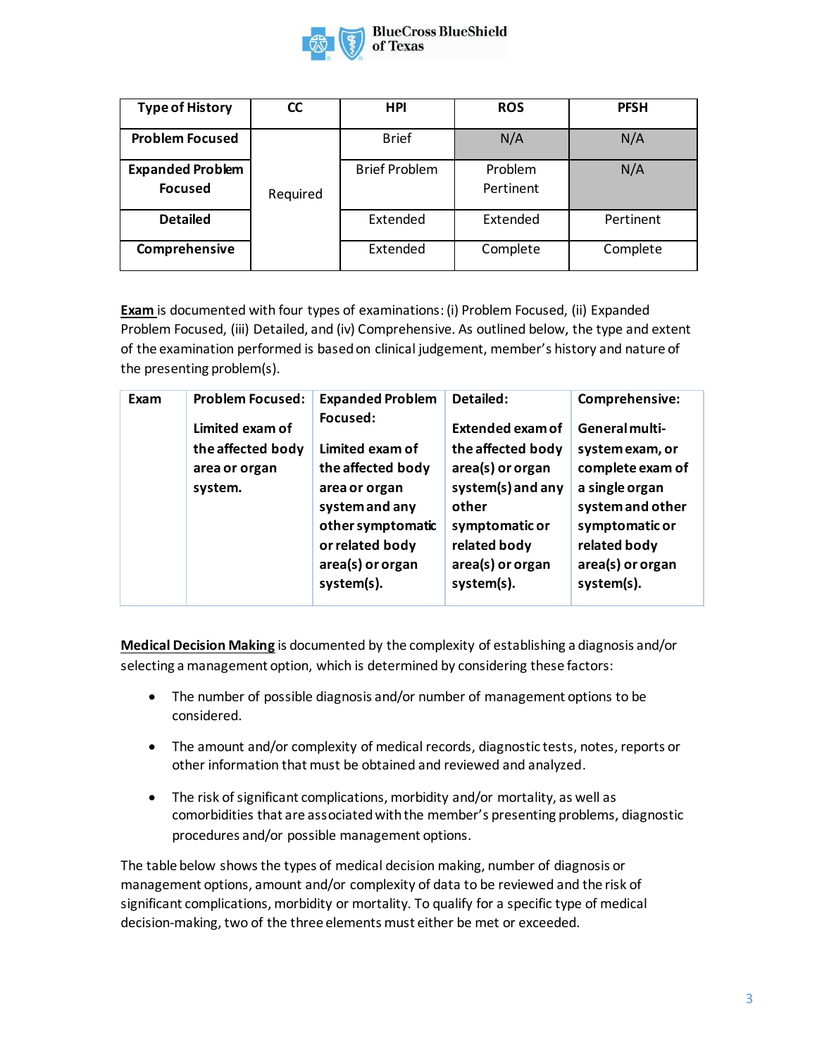| Type of History | CC | HPI | ROS | PFSH |
|---|---|---|---|---|
| **Problem Focused** | Required | Brief | N/A | N/A |
| **Expanded Problem Focused** | | Brief Problem | Problem Pertinent | N/A |
| **Detailed** | | Extended | Extended | Pertinent |
| **Comprehensive** | | Extended | Complete | Complete |

**Exam** is documented with four types of examinations: (i) Problem Focused, (ii) Expanded Problem Focused, (iii) Detailed, and (iv) Comprehensive. As outlined below, the type and extent of the examination performed is based on clinical judgement, member's history and nature of the presenting problem(s).

| Exam | Problem Focused: | Expanded Problem Focused: | Detailed: | Comprehensive: |
|---|---|---|---|---|
| | **Limited exam of the affected body area or organ system.** | **Limited exam of the affected body area or organ system and any other symptomatic or related body area(s) or organ system(s).** | **Extended exam of the affected body area(s) or organ system(s) and any other symptomatic or related body area(s) or organ system(s).** | **General multi-system exam, or complete exam of a single organ system and other symptomatic or related body area(s) or organ system(s).** |

**Medical Decision Making** is documented by the complexity of establishing a diagnosis and/or selecting a management option, which is determined by considering these factors:

- The number of possible diagnosis and/or number of management options to be considered.
- The amount and/or complexity of medical records, diagnostic tests, notes, reports or other information that must be obtained and reviewed and analyzed.
- The risk of significant complications, morbidity and/or mortality, as well as comorbidities that are associated with the member's presenting problems, diagnostic procedures and/or possible management options.

The table below shows the types of medical decision making, number of diagnosis or management options, amount and/or complexity of data to be reviewed and the risk of significant complications, morbidity or mortality. To qualify for a specific type of medical decision-making, two of the three elements must either be met or exceeded.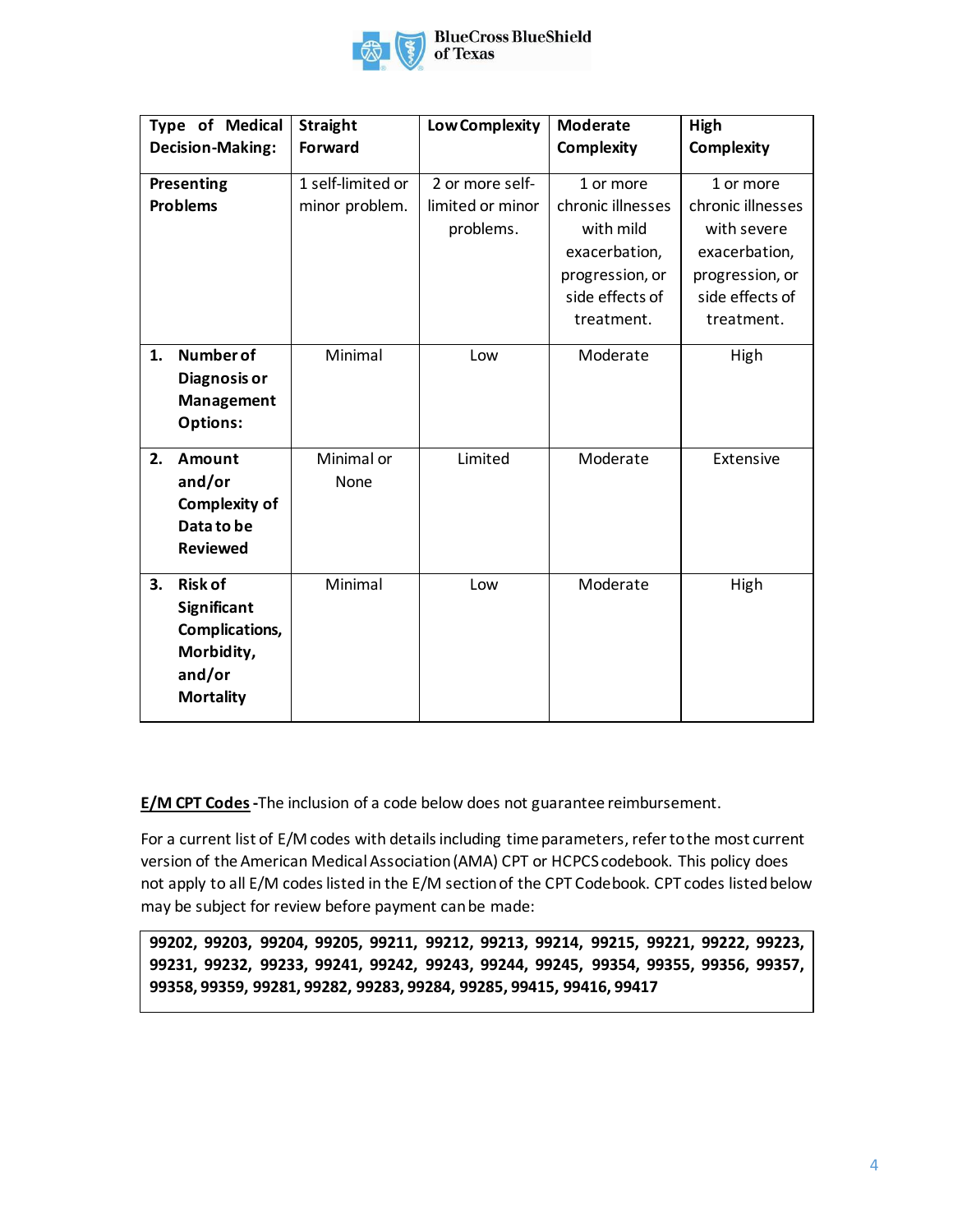| Type of Medical Decision-Making: | Straight Forward | Low Complexity | Moderate Complexity | High Complexity |
|---|---|---|---|---|
| **Presenting Problems** | 1 self-limited or minor problem. | 2 or more self-limited or minor problems. | 1 or more chronic illnesses with mild exacerbation, progression, or side effects of treatment. | 1 or more chronic illnesses with severe exacerbation, progression, or side effects of treatment. |
| **1. Number of Diagnosis or Management Options:** | Minimal | Low | Moderate | High |
| **2. Amount and/or Complexity of Data to be Reviewed** | Minimal or None | Limited | Moderate | Extensive |
| **3. Risk of Significant Complications, Morbidity, and/or Mortality** | Minimal | Low | Moderate | High |

**E/M CPT Codes** -The inclusion of a code below does not guarantee reimbursement.

For a current list of E/M codes with details including time parameters, refer to the most current version of the American Medical Association (AMA) CPT or HCPCS codebook. This policy does not apply to all E/M codes listed in the E/M section of the CPT Codebook. CPT codes listed below may be subject for review before payment can be made:

| **99202, 99203, 99204, 99205, 99211, 99212, 99213, 99214, 99215, 99221, 99222, 99223, 99231, 99232, 99233, 99241, 99242, 99243, 99244, 99245, 99354, 99355, 99356, 99357, 99358, 99359, 99281, 99282, 99283, 99284, 99285, 99415, 99416, 99417** |
|---|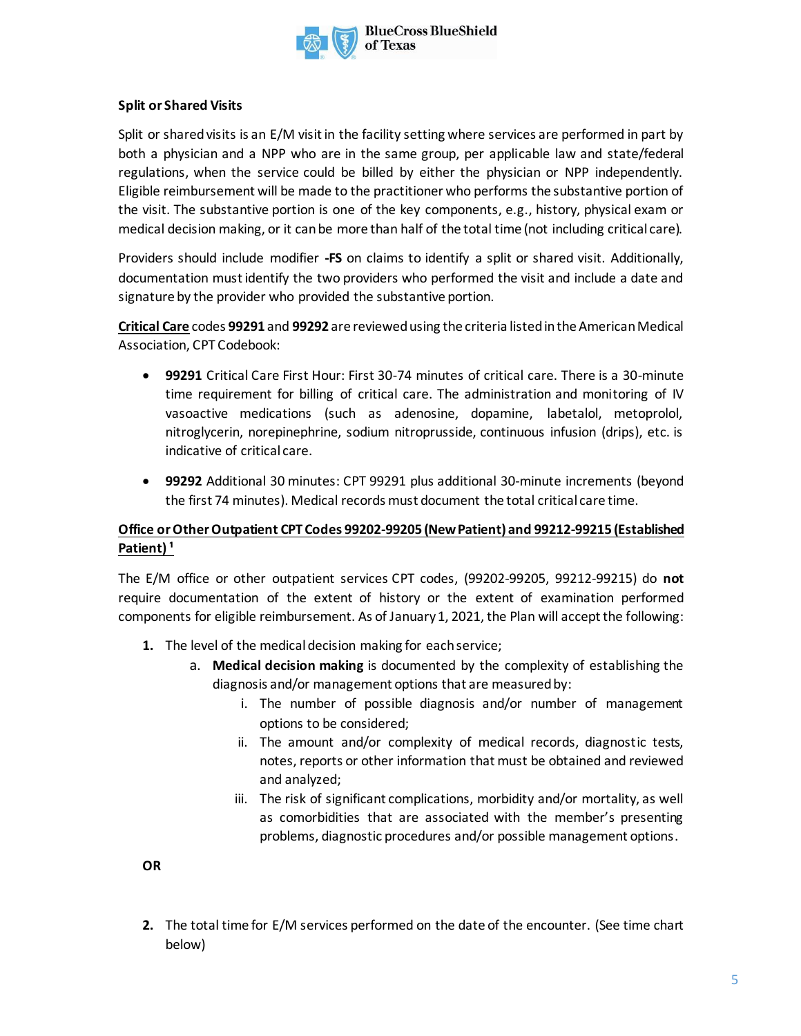**Split or Shared Visits**

Split or shared visits is an E/M visit in the facility setting where services are performed in part by both a physician and a NPP who are in the same group, per applicable law and state/federal regulations, when the service could be billed by either the physician or NPP independently. Eligible reimbursement will be made to the practitioner who performs the substantive portion of the visit. The substantive portion is one of the key components, e.g., history, physical exam or medical decision making, or it can be more than half of the total time (not including critical care).

Providers should include modifier **-FS** on claims to identify a split or shared visit. Additionally, documentation must identify the two providers who performed the visit and include a date and signature by the provider who provided the substantive portion.

**Critical Care** codes **99291** and **99292** are reviewed using the criteria listed in the American Medical Association, CPT Codebook:

- **99291** Critical Care First Hour: First 30-74 minutes of critical care. There is a 30-minute time requirement for billing of critical care. The administration and monitoring of IV vasoactive medications (such as adenosine, dopamine, labetalol, metoprolol, nitroglycerin, norepinephrine, sodium nitroprusside, continuous infusion (drips), etc. is indicative of critical care.
- **99292** Additional 30 minutes: CPT 99291 plus additional 30-minute increments (beyond the first 74 minutes). Medical records must document the total critical care time.

**Office or Other Outpatient CPT Codes 99202-99205 (New Patient) and 99212-99215 (Established Patient) [1]**

The E/M office or other outpatient services CPT codes, (99202-99205, 99212-99215) do **not** require documentation of the extent of history or the extent of examination performed components for eligible reimbursement. As of January 1, 2021, the Plan will accept the following:

1. The level of the medical decision making for each service;
   a. **Medical decision making** is documented by the complexity of establishing the diagnosis and/or management options that are measured by:
      i. The number of possible diagnosis and/or number of management options to be considered;
      ii. The amount and/or complexity of medical records, diagnostic tests, notes, reports or other information that must be obtained and reviewed and analyzed;
      iii. The risk of significant complications, morbidity and/or mortality, as well as comorbidities that are associated with the member's presenting problems, diagnostic procedures and/or possible management options.

**OR**

2. The total time for E/M services performed on the date of the encounter. (See time chart below)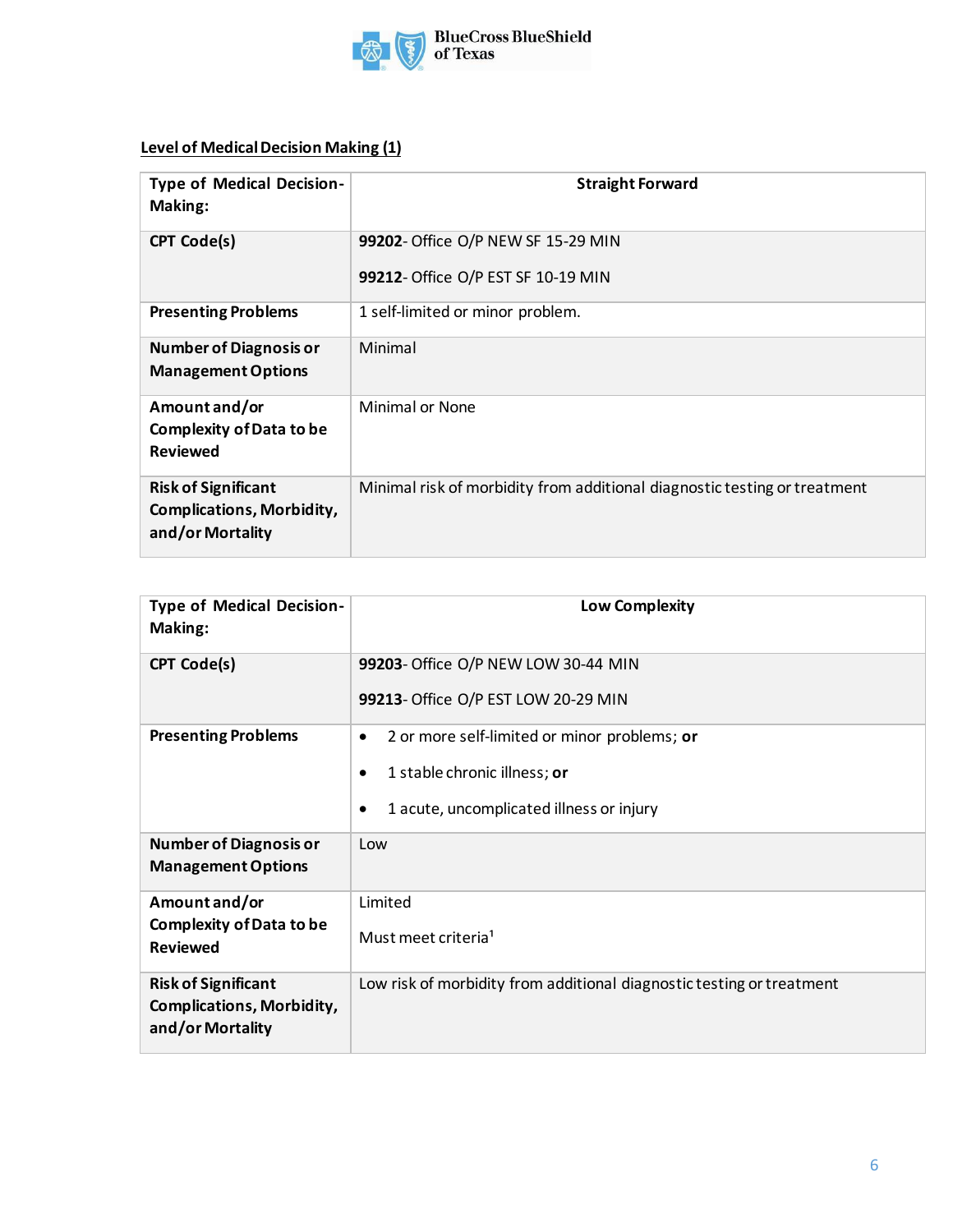**Level of Medical Decision Making (1)**

| Type of Medical Decision-Making: | Straight Forward |
|---|---|
| CPT Code(s) | **99202**- Office O/P NEW SF 15-29 MIN<br><br>**99212**- Office O/P EST SF 10-19 MIN |
| Presenting Problems | 1 self-limited or minor problem. |
| Number of Diagnosis or Management Options | Minimal |
| Amount and/or Complexity of Data to be Reviewed | Minimal or None |
| Risk of Significant Complications, Morbidity, and/or Mortality | Minimal risk of morbidity from additional diagnostic testing or treatment |

| Type of Medical Decision-Making: | Low Complexity |
|---|---|
| CPT Code(s) | **99203**- Office O/P NEW LOW 30-44 MIN<br><br>**99213**- Office O/P EST LOW 20-29 MIN |
| Presenting Problems | • 2 or more self-limited or minor problems; **or**<br>• 1 stable chronic illness; **or**<br>• 1 acute, uncomplicated illness or injury |
| Number of Diagnosis or Management Options | Low |
| Amount and/or Complexity of Data to be Reviewed | Limited<br><br>Must meet criteria[1] |
| Risk of Significant Complications, Morbidity, and/or Mortality | Low risk of morbidity from additional diagnostic testing or treatment |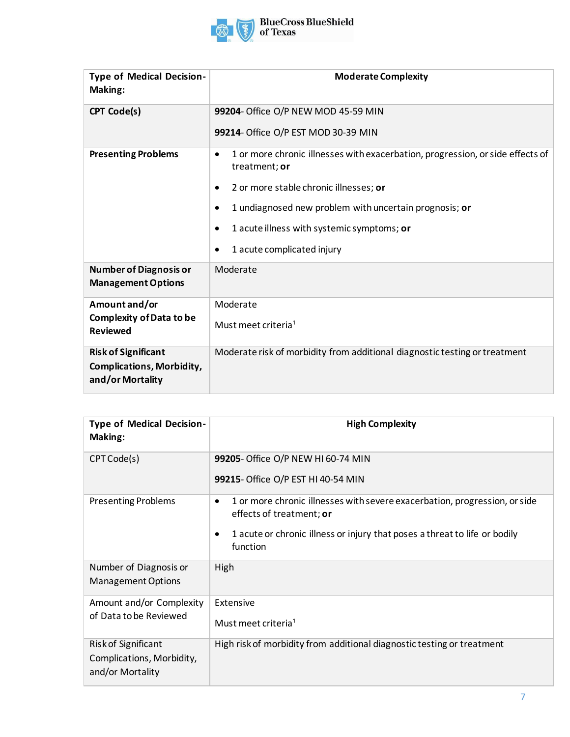| **Type of Medical Decision-Making:** | **Moderate Complexity** |
| --- | --- |
| **CPT Code(s)** | **99204**- Office O/P NEW MOD 45-59 MIN<br><br>**99214**- Office O/P EST MOD 30-39 MIN |
| **Presenting Problems** | • 1 or more chronic illnesses with exacerbation, progression, or side effects of treatment; **or**<br>• 2 or more stable chronic illnesses; **or**<br>• 1 undiagnosed new problem with uncertain prognosis; **or**<br>• 1 acute illness with systemic symptoms; **or**<br>• 1 acute complicated injury |
| **Number of Diagnosis or Management Options** | Moderate |
| **Amount and/or Complexity of Data to be Reviewed** | Moderate<br><br>Must meet criteria[1] |
| **Risk of Significant Complications, Morbidity, and/or Mortality** | Moderate risk of morbidity from additional diagnostic testing or treatment |

| **Type of Medical Decision-Making:** | **High Complexity** |
| --- | --- |
| CPT Code(s) | **99205**- Office O/P NEW HI 60-74 MIN<br><br>**99215**- Office O/P EST HI 40-54 MIN |
| Presenting Problems | • 1 or more chronic illnesses with severe exacerbation, progression, or side effects of treatment; **or**<br>• 1 acute or chronic illness or injury that poses a threat to life or bodily function |
| Number of Diagnosis or Management Options | High |
| Amount and/or Complexity of Data to be Reviewed | Extensive<br><br>Must meet criteria[1] |
| Risk of Significant Complications, Morbidity, and/or Mortality | High risk of morbidity from additional diagnostic testing or treatment |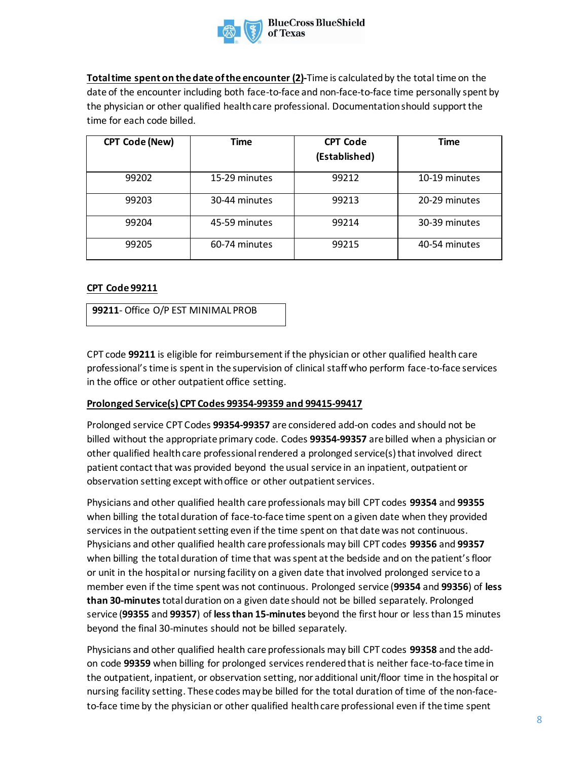**Total time spent on the date of the encounter (2)**-Time is calculated by the total time on the date of the encounter including both face-to-face and non-face-to-face time personally spent by the physician or other qualified health care professional. Documentation should support the time for each code billed.

| CPT Code (New) | Time | CPT Code (Established) | Time |
|---|---|---|---|
| 99202 | 15-29 minutes | 99212 | 10-19 minutes |
| 99203 | 30-44 minutes | 99213 | 20-29 minutes |
| 99204 | 45-59 minutes | 99214 | 30-39 minutes |
| 99205 | 60-74 minutes | 99215 | 40-54 minutes |

**CPT Code 99211**

| **99211**- Office O/P EST MINIMAL PROB |
|---|

CPT code **99211** is eligible for reimbursement if the physician or other qualified health care professional's time is spent in the supervision of clinical staff who perform face-to-face services in the office or other outpatient office setting.

**Prolonged Service(s) CPT Codes 99354-99359 and 99415-99417**

Prolonged service CPT Codes **99354-99357** are considered add-on codes and should not be billed without the appropriate primary code. Codes **99354-99357** are billed when a physician or other qualified health care professional rendered a prolonged service(s) that involved direct patient contact that was provided beyond the usual service in an inpatient, outpatient or observation setting except with office or other outpatient services.

Physicians and other qualified health care professionals may bill CPT codes **99354** and **99355** when billing the total duration of face-to-face time spent on a given date when they provided services in the outpatient setting even if the time spent on that date was not continuous. Physicians and other qualified health care professionals may bill CPT codes **99356** and **99357** when billing the total duration of time that was spent at the bedside and on the patient's floor or unit in the hospital or nursing facility on a given date that involved prolonged service to a member even if the time spent was not continuous. Prolonged service (**99354** and **99356**) of **less than 30-minutes** total duration on a given date should not be billed separately. Prolonged service (**99355** and **99357**) of **less than 15-minutes** beyond the first hour or less than 15 minutes beyond the final 30-minutes should not be billed separately.

Physicians and other qualified health care professionals may bill CPT codes **99358** and the add-on code **99359** when billing for prolonged services rendered that is neither face-to-face time in the outpatient, inpatient, or observation setting, nor additional unit/floor time in the hospital or nursing facility setting. These codes may be billed for the total duration of time of the non-face-to-face time by the physician or other qualified health care professional even if the time spent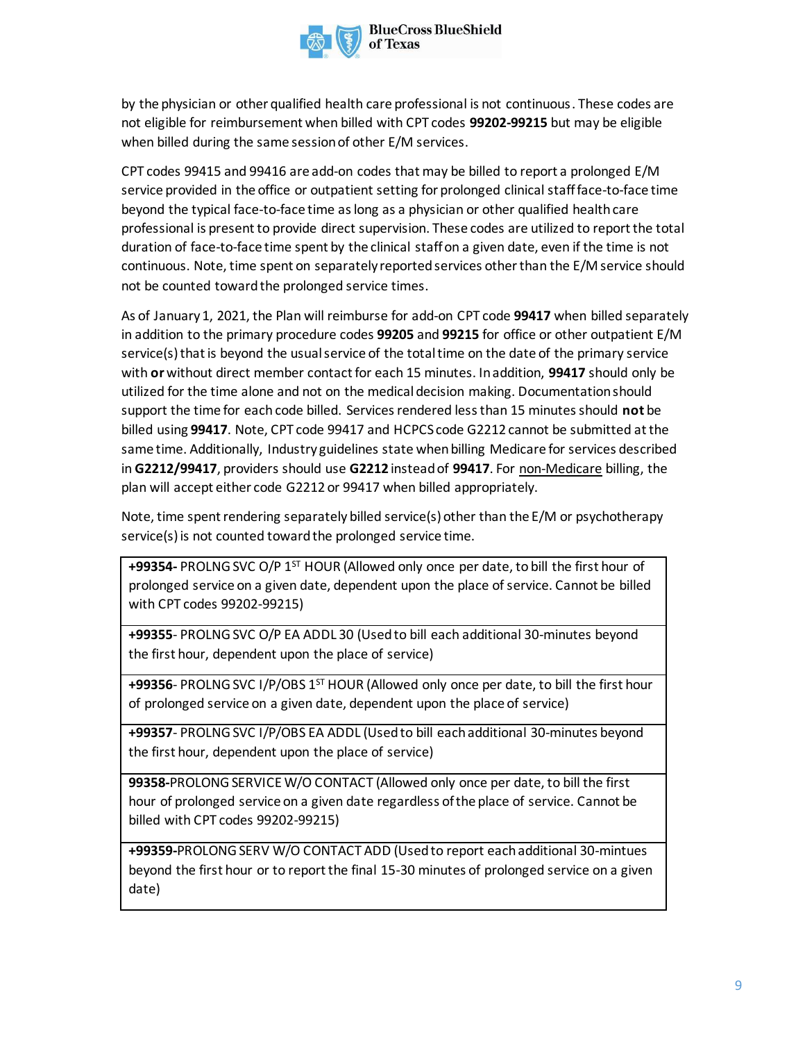by the physician or other qualified health care professional is not continuous. These codes are not eligible for reimbursement when billed with CPT codes **99202-99215** but may be eligible when billed during the same session of other E/M services.

CPT codes 99415 and 99416 are add-on codes that may be billed to report a prolonged E/M service provided in the office or outpatient setting for prolonged clinical staff face-to-face time beyond the typical face-to-face time as long as a physician or other qualified health care professional is present to provide direct supervision. These codes are utilized to report the total duration of face-to-face time spent by the clinical staff on a given date, even if the time is not continuous. Note, time spent on separately reported services other than the E/M service should not be counted toward the prolonged service times.

As of January 1, 2021, the Plan will reimburse for add-on CPT code **99417** when billed separately in addition to the primary procedure codes **99205** and **99215** for office or other outpatient E/M service(s) that is beyond the usual service of the total time on the date of the primary service with **or** without direct member contact for each 15 minutes. In addition, **99417** should only be utilized for the time alone and not on the medical decision making. Documentation should support the time for each code billed. Services rendered less than 15 minutes should **not** be billed using **99417**. Note, CPT code 99417 and HCPCS code G2212 cannot be submitted at the same time. Additionally, Industry guidelines state when billing Medicare for services described in **G2212/99417**, providers should use **G2212** instead of **99417**. For non-Medicare billing, the plan will accept either code G2212 or 99417 when billed appropriately.

Note, time spent rendering separately billed service(s) other than the E/M or psychotherapy service(s) is not counted toward the prolonged service time.

| |
|---|
| **+99354-** PROLNG SVC O/P 1ST HOUR (Allowed only once per date, to bill the first hour of prolonged service on a given date, dependent upon the place of service. Cannot be billed with CPT codes 99202-99215) |
| **+99355**- PROLNG SVC O/P EA ADDL 30 (Used to bill each additional 30-minutes beyond the first hour, dependent upon the place of service) |
| **+99356**- PROLNG SVC I/P/OBS 1ST HOUR (Allowed only once per date, to bill the first hour of prolonged service on a given date, dependent upon the place of service) |
| **+99357**- PROLNG SVC I/P/OBS EA ADDL (Used to bill each additional 30-minutes beyond the first hour, dependent upon the place of service) |
| **99358-**PROLONG SERVICE W/O CONTACT (Allowed only once per date, to bill the first hour of prolonged service on a given date regardless of the place of service. Cannot be billed with CPT codes 99202-99215) |
| **+99359-**PROLONG SERV W/O CONTACT ADD (Used to report each additional 30-mintues beyond the first hour or to report the final 15-30 minutes of prolonged service on a given date) |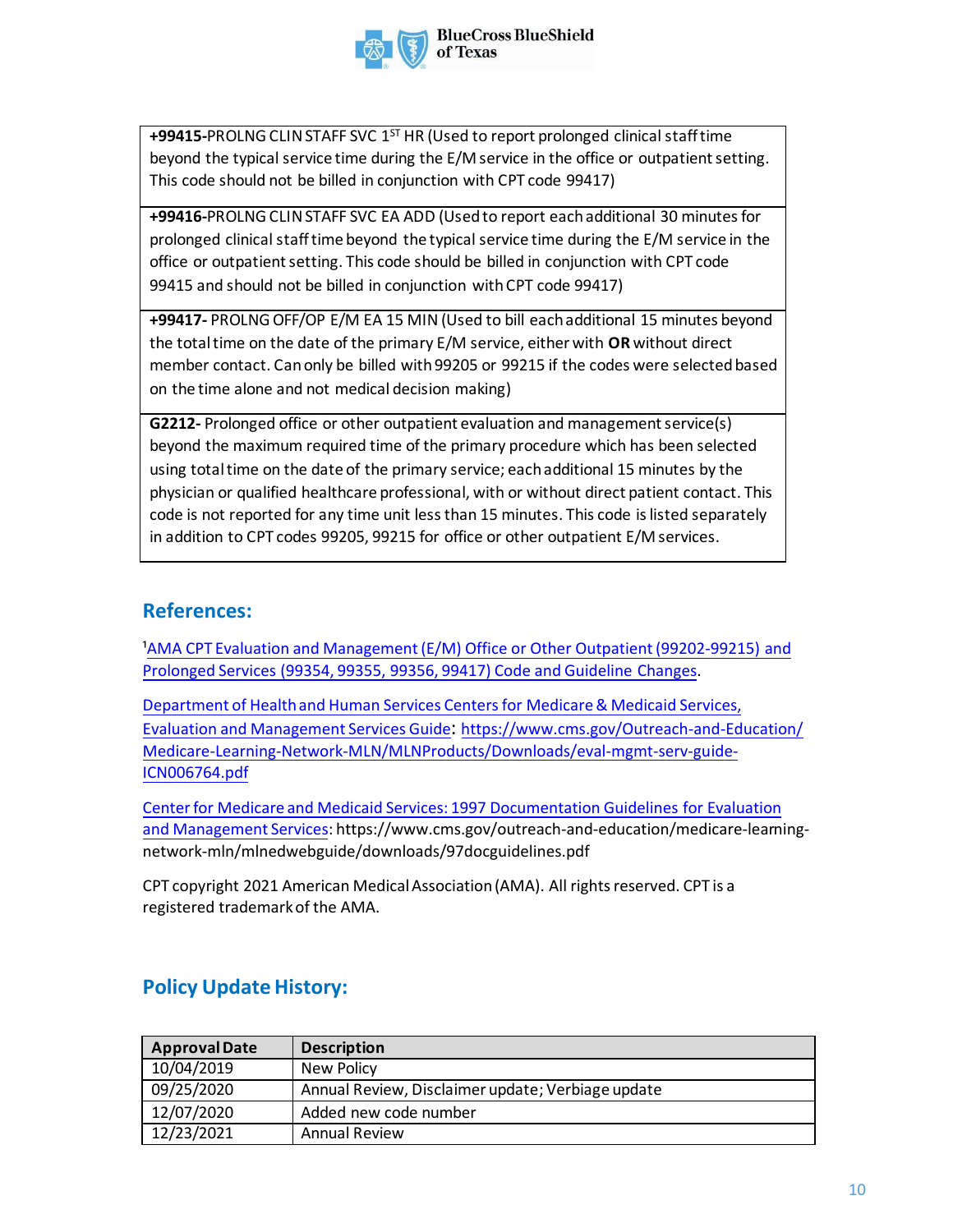| |
|---|
| **+99415-**PROLNG CLIN STAFF SVC 1ST HR (Used to report prolonged clinical staff time beyond the typical service time during the E/M service in the office or outpatient setting. This code should not be billed in conjunction with CPT code 99417) |
| **+99416-**PROLNG CLIN STAFF SVC EA ADD (Used to report each additional 30 minutes for prolonged clinical staff time beyond the typical service time during the E/M service in the office or outpatient setting. This code should be billed in conjunction with CPT code 99415 and should not be billed in conjunction with CPT code 99417) |
| **+99417-** PROLNG OFF/OP E/M EA 15 MIN (Used to bill each additional 15 minutes beyond the total time on the date of the primary E/M service, either with **OR** without direct member contact. Can only be billed with 99205 or 99215 if the codes were selected based on the time alone and not medical decision making) |
| **G2212-** Prolonged office or other outpatient evaluation and management service(s) beyond the maximum required time of the primary procedure which has been selected using total time on the date of the primary service; each additional 15 minutes by the physician or qualified healthcare professional, with or without direct patient contact. This code is not reported for any time unit less than 15 minutes. This code is listed separately in addition to CPT codes 99205, 99215 for office or other outpatient E/M services. |

## References:

[1]AMA CPT Evaluation and Management (E/M) Office or Other Outpatient (99202-99215) and Prolonged Services (99354, 99355, 99356, 99417) Code and Guideline Changes.

Department of Health and Human Services Centers for Medicare & Medicaid Services, Evaluation and Management Services Guide: https://www.cms.gov/Outreach-and-Education/Medicare-Learning-Network-MLN/MLNProducts/Downloads/eval-mgmt-serv-guide-ICN006764.pdf

Center for Medicare and Medicaid Services: 1997 Documentation Guidelines for Evaluation and Management Services: https://www.cms.gov/outreach-and-education/medicare-learning-network-mln/mlnedwebguide/downloads/97docguidelines.pdf

CPT copyright 2021 American Medical Association (AMA). All rights reserved. CPT is a registered trademark of the AMA.

## Policy Update History:

| Approval Date | Description |
|---|---|
| 10/04/2019 | New Policy |
| 09/25/2020 | Annual Review, Disclaimer update; Verbiage update |
| 12/07/2020 | Added new code number |
| 12/23/2021 | Annual Review |